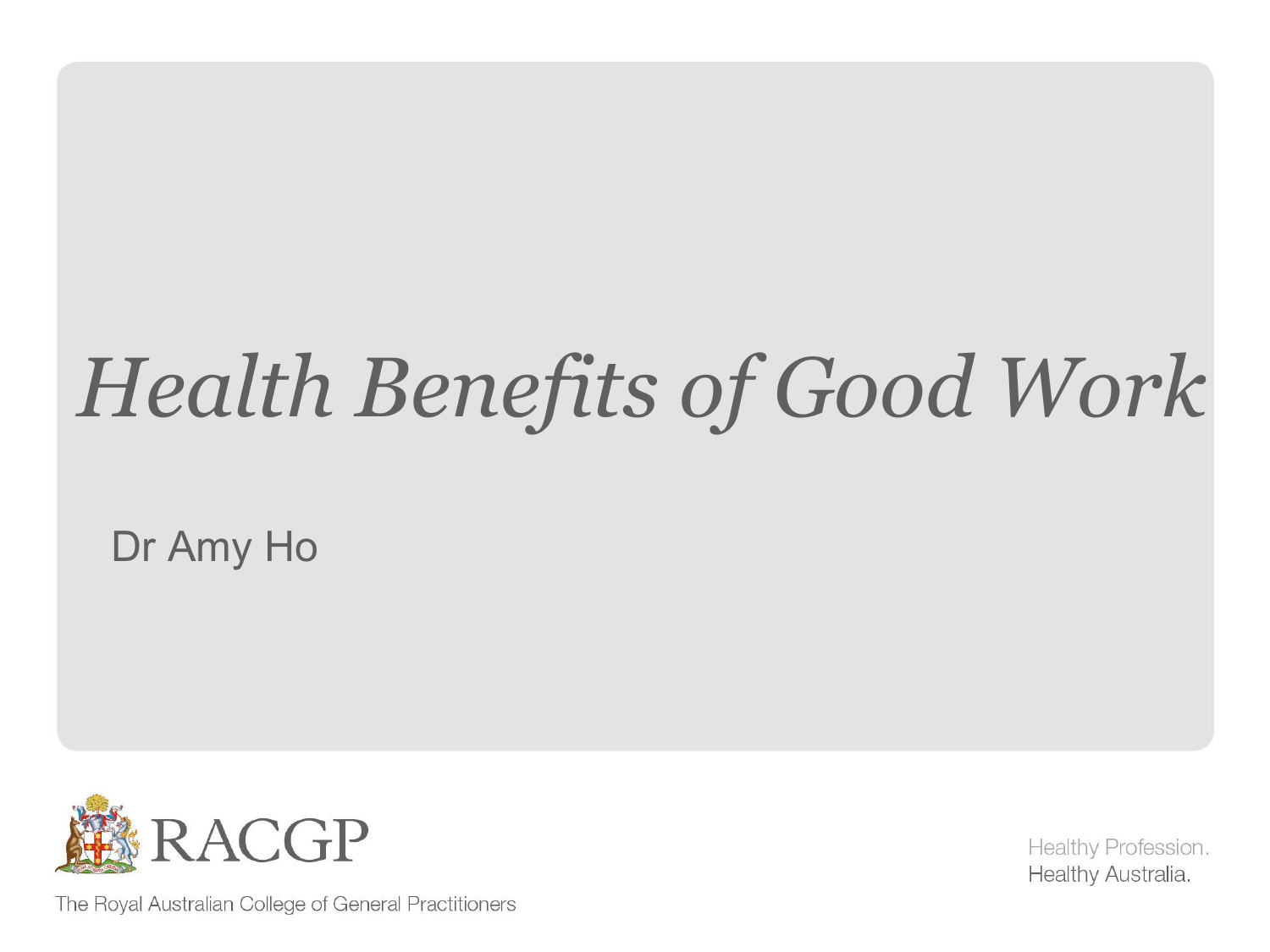# *Health Benefits of Good Work*

Dr Amy Ho

RACGP

The Royal Australian College of General Practitioners

Healthy Profession.
Healthy Australia.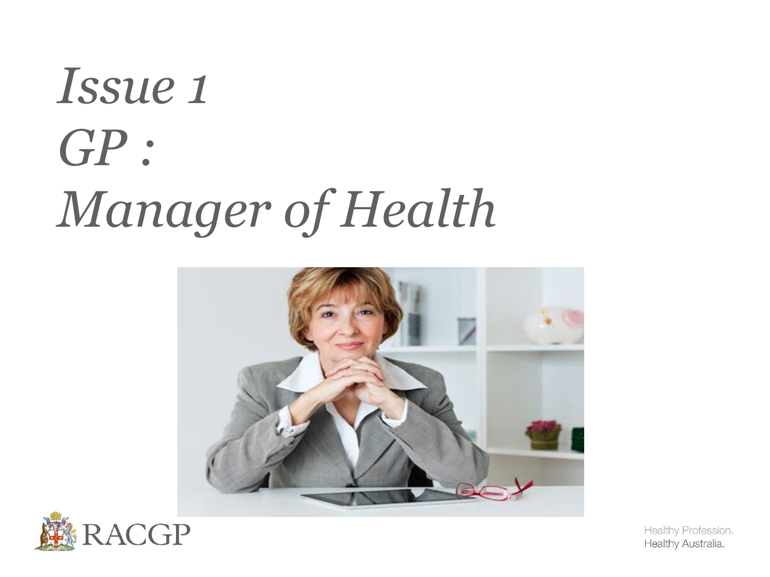# *Issue 1*
# *GP :*
# *Manager of Health*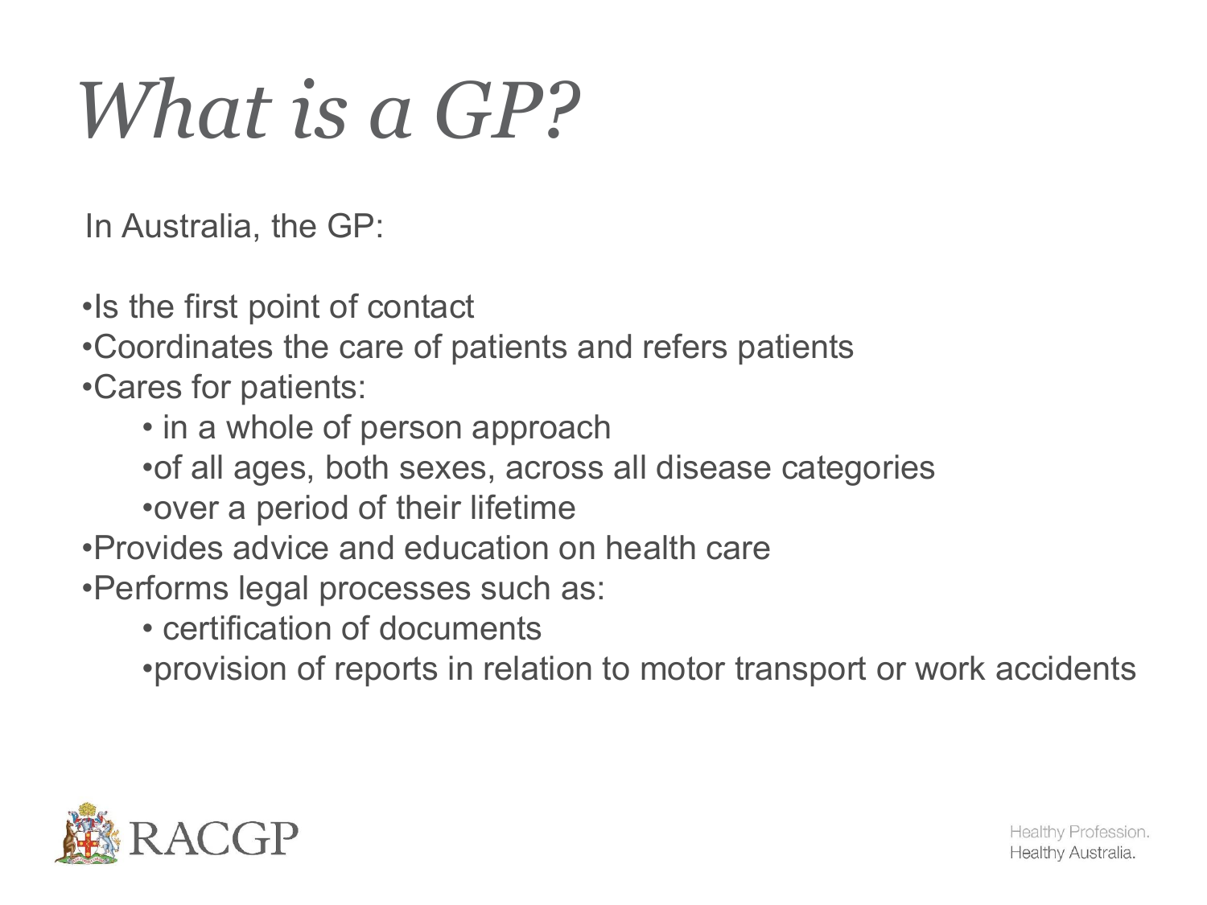# *What is a GP?*

In Australia, the GP:

- Is the first point of contact
- Coordinates the care of patients and refers patients
- Cares for patients:
  - in a whole of person approach
  - of all ages, both sexes, across all disease categories
  - over a period of their lifetime
- Provides advice and education on health care
- Performs legal processes such as:
  - certification of documents
  - provision of reports in relation to motor transport or work accidents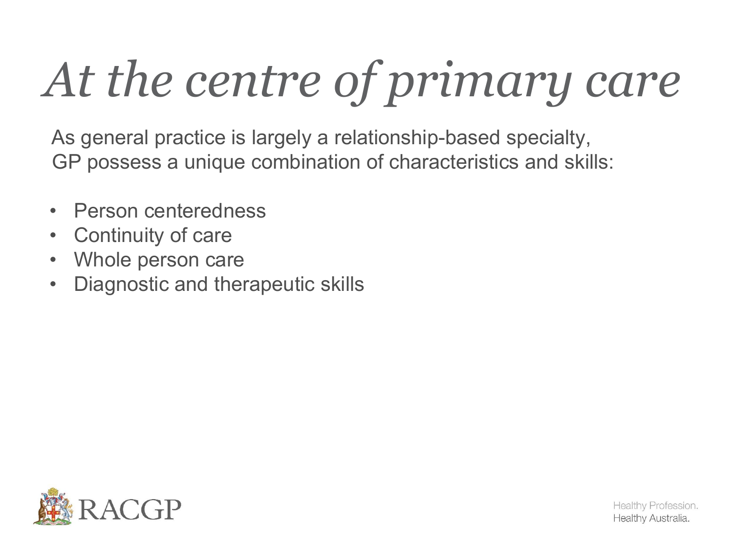# *At the centre of primary care*

As general practice is largely a relationship-based specialty, GP possess a unique combination of characteristics and skills:

- Person centeredness
- Continuity of care
- Whole person care
- Diagnostic and therapeutic skills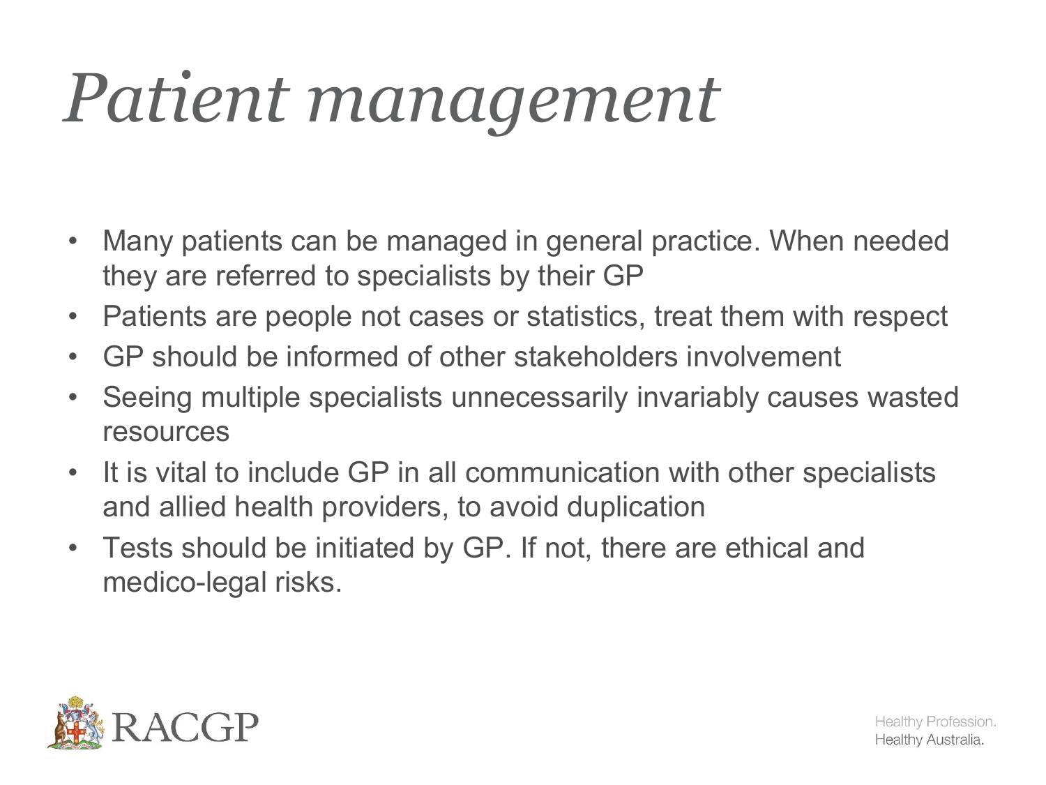# *Patient management*

- Many patients can be managed in general practice. When needed they are referred to specialists by their GP
- Patients are people not cases or statistics, treat them with respect
- GP should be informed of other stakeholders involvement
- Seeing multiple specialists unnecessarily invariably causes wasted resources
- It is vital to include GP in all communication with other specialists and allied health providers, to avoid duplication
- Tests should be initiated by GP. If not, there are ethical and medico-legal risks.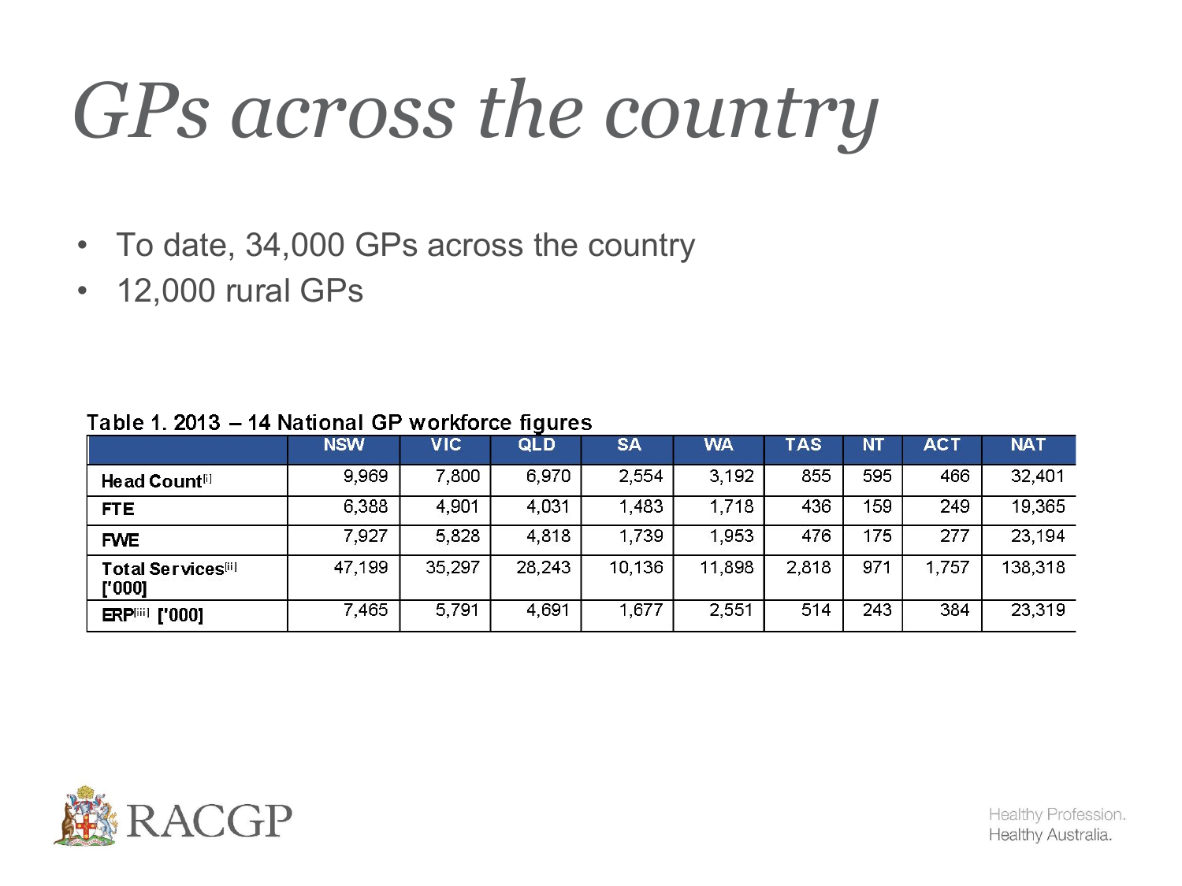# GPs across the country

- To date, 34,000 GPs across the country
- 12,000 rural GPs

Table 1. 2013 – 14 National GP workforce figures

| | NSW | VIC | QLD | SA | WA | TAS | NT | ACT | NAT |
|---|---|---|---|---|---|---|---|---|---|
| **Head Count**[i] | 9,969 | 7,800 | 6,970 | 2,554 | 3,192 | 855 | 595 | 466 | 32,401 |
| **FTE** | 6,388 | 4,901 | 4,031 | 1,483 | 1,718 | 436 | 159 | 249 | 19,365 |
| **FWE** | 7,927 | 5,828 | 4,818 | 1,739 | 1,953 | 476 | 175 | 277 | 23,194 |
| **Total Services**[ii] **['000]** | 47,199 | 35,297 | 28,243 | 10,136 | 11,898 | 2,818 | 971 | 1,757 | 138,318 |
| **ERP**[iii] **['000]** | 7,465 | 5,791 | 4,691 | 1,677 | 2,551 | 514 | 243 | 384 | 23,319 |

Healthy Profession.
Healthy Australia.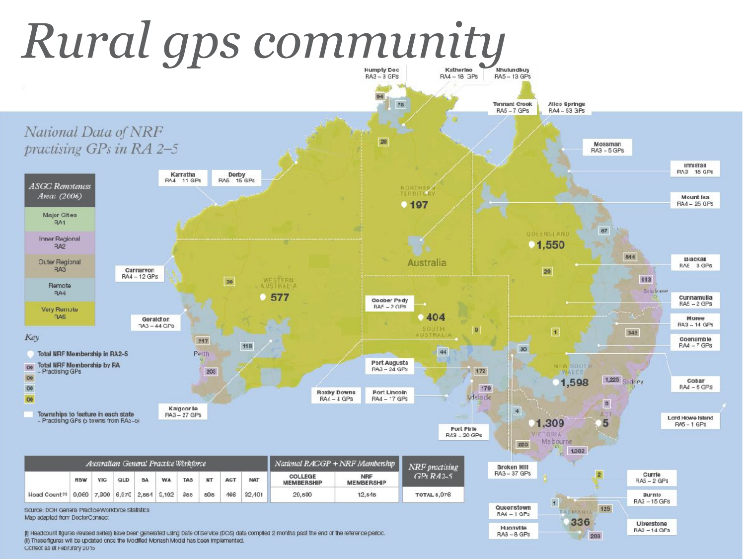# Rural gps community

## National Data of NRF practising GPs in RA 2–5

**ASGC Remoteness Areas (2006)**

- Major Cities RA1
- Inner Regional RA2
- Outer Regional RA3
- Remote RA4
- Very Remote RA5

**Key**

- Total NRF Membership in RA2-5
- Total NRF Membership by RA – Practising GPs
- Townships to feature in each state – Practising GPs (5 towns from RA3–5)

Humpty Doo RA3 – 3 GPs
Katherine RA4 – 18 GPs
Nhulunbuy RA5 – 13 GPs
Tennant Creek RA5 – 7 GPs
Alice Springs RA4 – 53 GPs
Mossman RA3 – 5 GPs
Innisfail RA3 – 15 GPs
Mount Isa RA4 – 25 GPs
Blackall RA5 – 3 GPs
Cunnamulla RA5 – 2 GPs
Moree RA3 – 14 GPs
Coonamble RA4 – 7 GPs
Cobar RA4 – 6 GPs
Lord Howe Island RA5 – 1 GPs
Karratha RA4 – 11 GPs
Derby RA5 – 15 GPs
Carnarvon RA4 – 12 GPs
Geraldton RA3 – 44 GPs
Kalgoorlie RA3 – 27 GPs
Coober Pedy RA5 – 2 GPs
Port Augusta RA3 – 24 GPs
Roxby Downs RA4 – 4 GPs
Port Lincoln RA4 – 17 GPs
Port Pirie RA3 – 20 GPs
Broken Hill RA3 – 37 GPs
Currie RA5 – 2 GPs
Burnie RA3 – 15 GPs
Queenstown RA4 – 1 GPs
Huonville RA3 – 8 GPs
Ulverstone RA3 – 14 GPs

Northern Territory 197; Queensland 1,550; Western Australia 577; South Australia 404; New South Wales 1,598; Victoria 1,309; ACT 5; Tasmania 336

| Australian General Practice Workforce | NSW | VIC | QLD | SA | WA | TAS | NT | ACT | NAT |
|---|---|---|---|---|---|---|---|---|---|
| Head Count (i) | 9,960 | 7,300 | 6,070 | 2,554 | 2,192 | 855 | 505 | 466 | 32,401 |

| National RACGP + NRF Membership | |
|---|---|
| COLLEGE MEMBERSHIP | NRF MEMBERSHIP |
| 20,500 | 12,545 |

| NRF practising GPs RA2–5 |
|---|
| TOTAL 5,976 |

Source: DOH General Practice Workforce Statistics
Map adapted from DoctorConnect

(i) Headcount figures (revised series) have been generated using Date of Service (DOS) data compiled 2 months past the end of the reference period.
(ii) These figures will be updated once the Modified Monash Model has been implemented.
Correct as at February 2015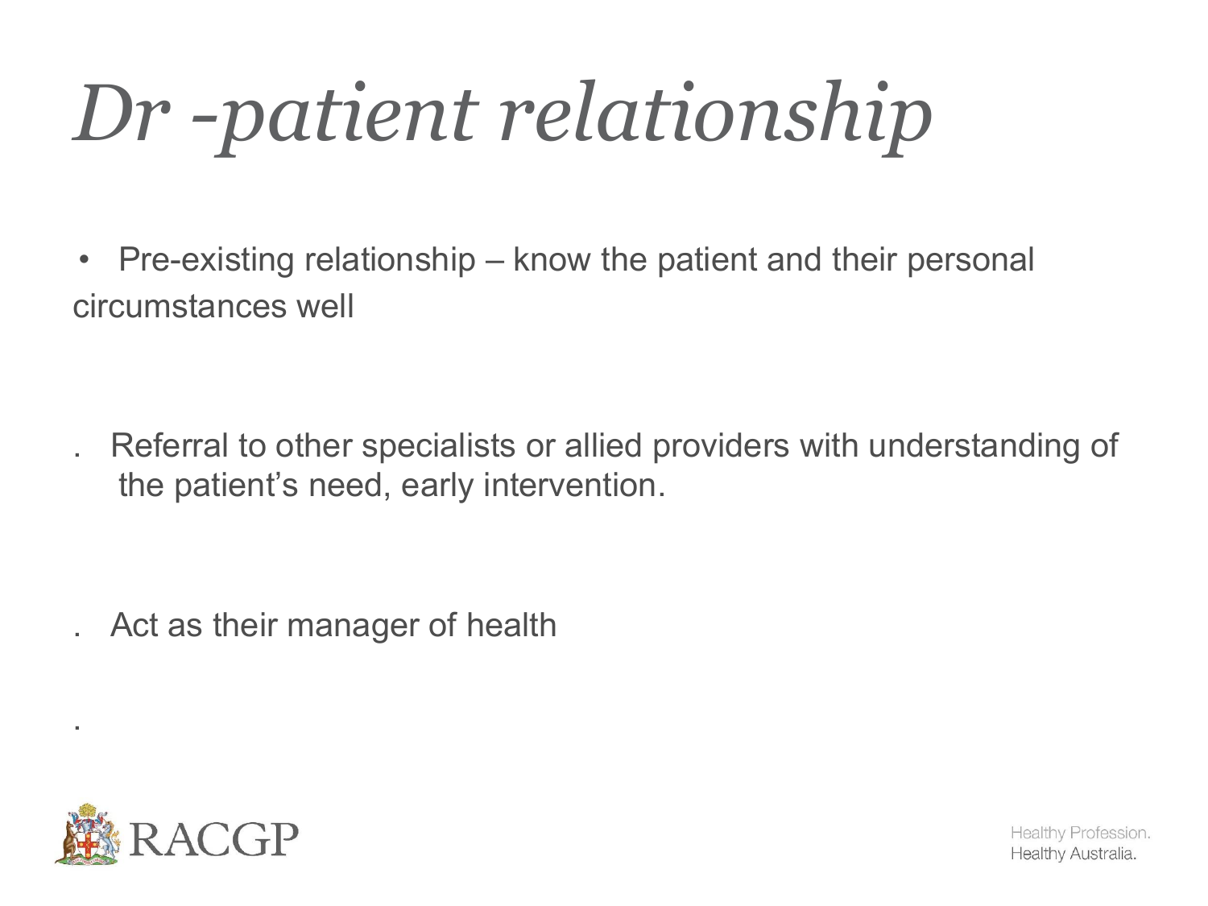# *Dr -patient relationship*

- Pre-existing relationship – know the patient and their personal circumstances well

- Referral to other specialists or allied providers with understanding of the patient's need, early intervention.

- Act as their manager of health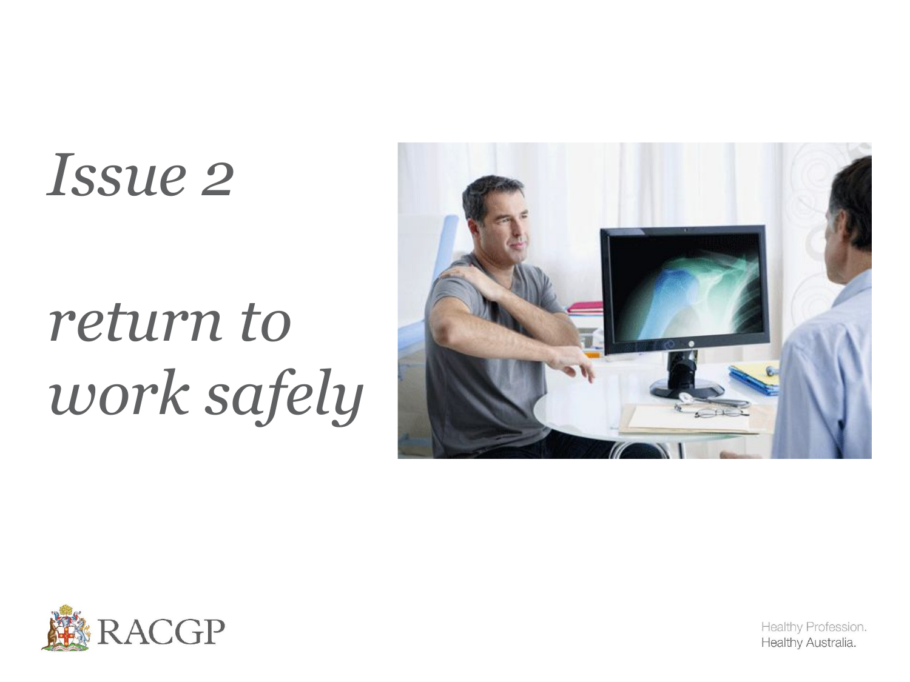# *Issue 2*

# *return to work safely*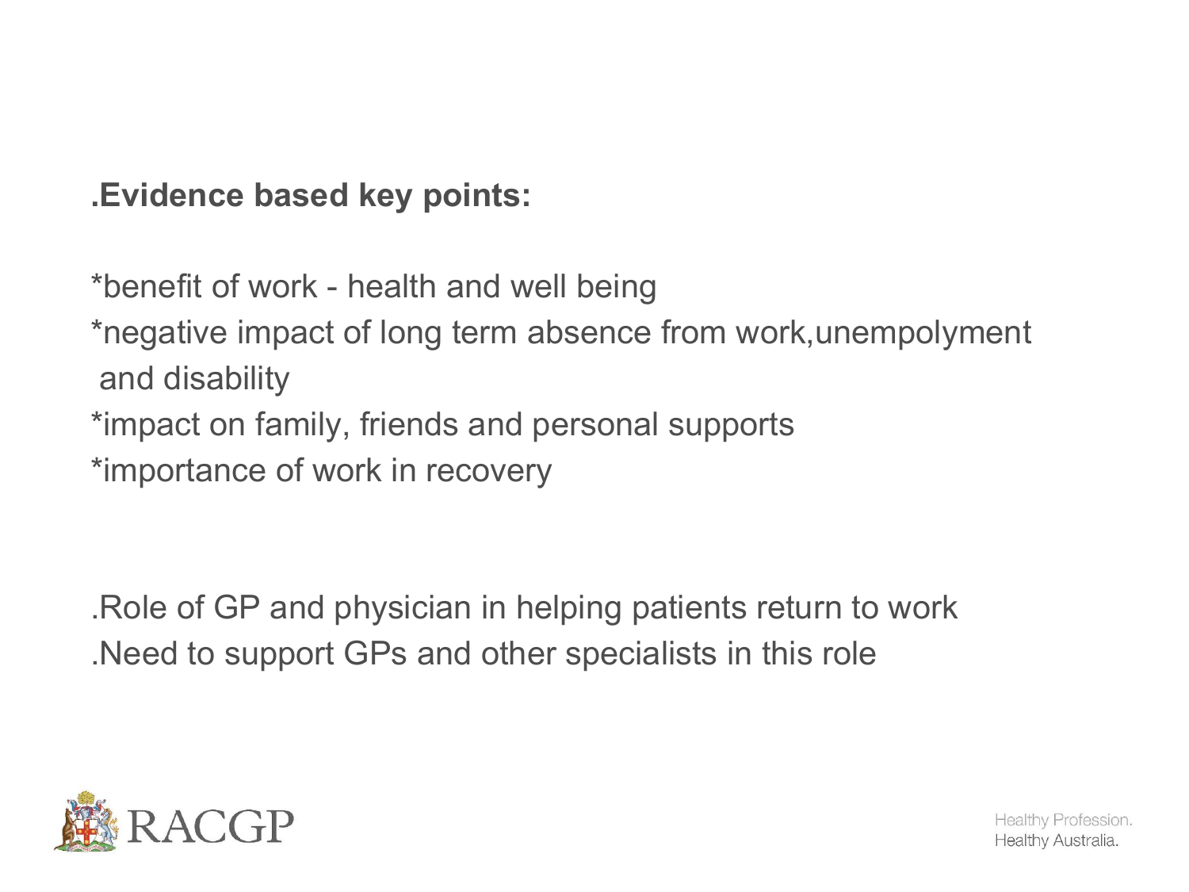**.Evidence based key points:**

*benefit of work - health and well being
*negative impact of long term absence from work,unempolyment and disability
*impact on family, friends and personal supports
*importance of work in recovery

.Role of GP and physician in helping patients return to work
.Need to support GPs and other specialists in this role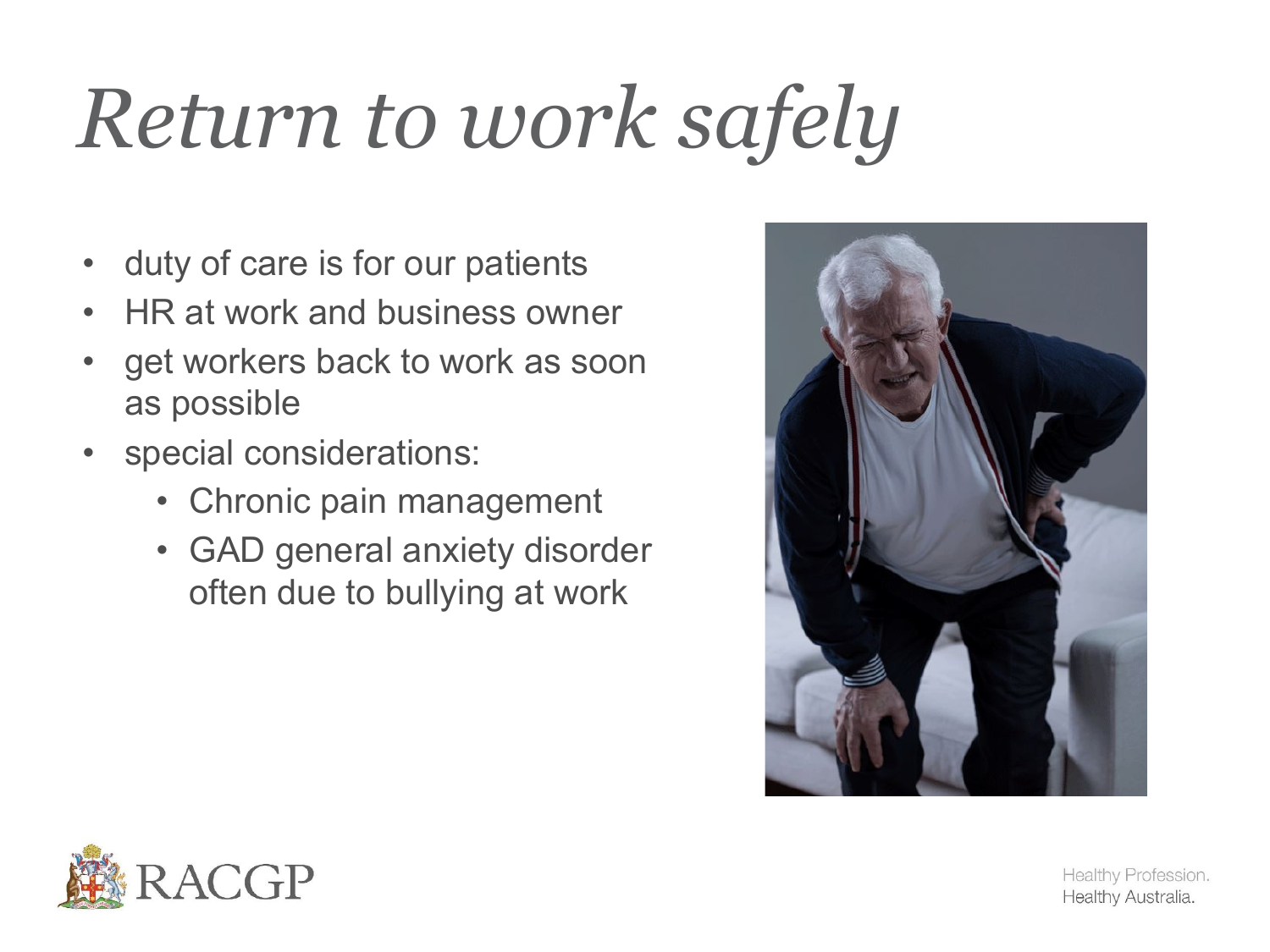# *Return to work safely*

- duty of care is for our patients
- HR at work and business owner
- get workers back to work as soon as possible
- special considerations:
  - Chronic pain management
  - GAD general anxiety disorder often due to bullying at work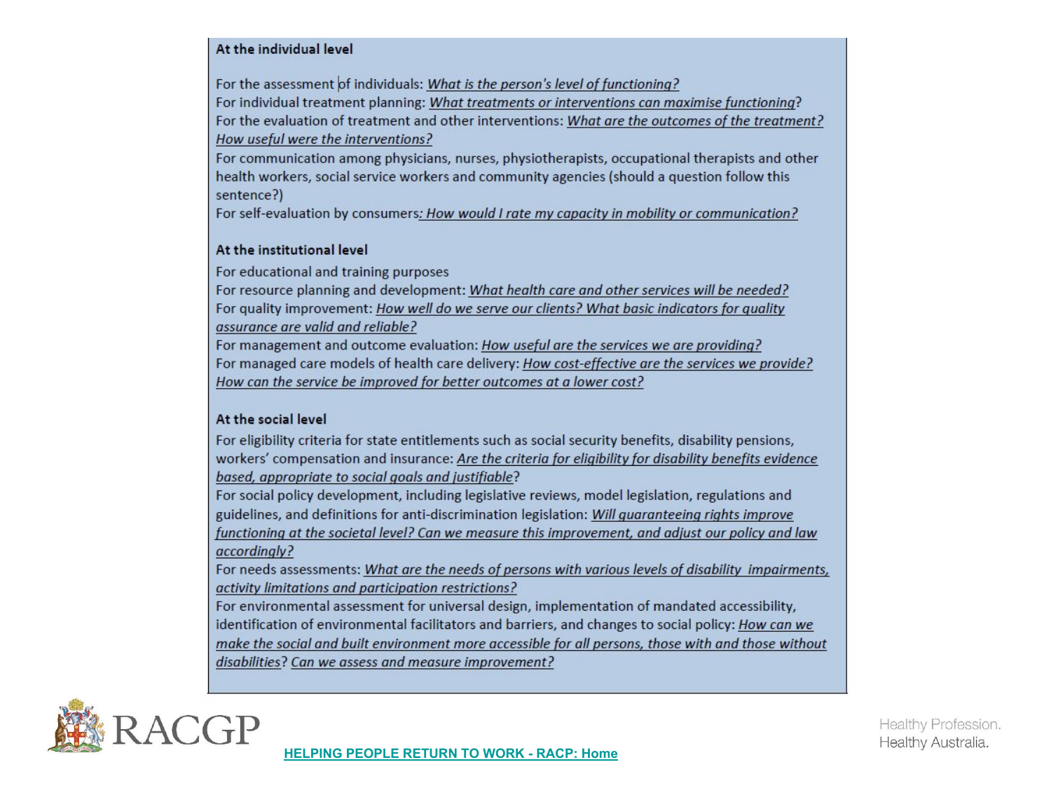**At the individual level**

For the assessment of individuals: *What is the person's level of functioning?*
For individual treatment planning: *What treatments or interventions can maximise functioning*?
For the evaluation of treatment and other interventions: *What are the outcomes of the treatment? How useful were the interventions?*
For communication among physicians, nurses, physiotherapists, occupational therapists and other health workers, social service workers and community agencies (should a question follow this sentence?)
For self-evaluation by consumers*: How would I rate my capacity in mobility or communication?*

**At the institutional level**

For educational and training purposes
For resource planning and development: *What health care and other services will be needed?*
For quality improvement: *How well do we serve our clients? What basic indicators for quality assurance are valid and reliable?*
For management and outcome evaluation: *How useful are the services we are providing?*
For managed care models of health care delivery: *How cost-effective are the services we provide? How can the service be improved for better outcomes at a lower cost?*

**At the social level**

For eligibility criteria for state entitlements such as social security benefits, disability pensions, workers' compensation and insurance: *Are the criteria for eligibility for disability benefits evidence based, appropriate to social goals and justifiable*?
For social policy development, including legislative reviews, model legislation, regulations and guidelines, and definitions for anti-discrimination legislation: *Will guaranteeing rights improve functioning at the societal level? Can we measure this improvement, and adjust our policy and law accordingly?*
For needs assessments: *What are the needs of persons with various levels of disability impairments, activity limitations and participation restrictions?*
For environmental assessment for universal design, implementation of mandated accessibility, identification of environmental facilitators and barriers, and changes to social policy: *How can we make the social and built environment more accessible for all persons, those with and those without disabilities*? *Can we assess and measure improvement?*

[HELPING PEOPLE RETURN TO WORK - RACP: Home]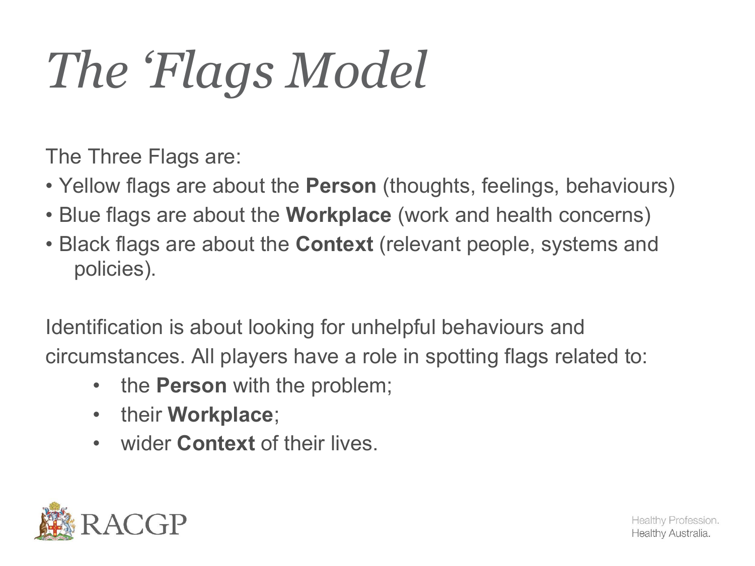# *The ‘Flags Model*

The Three Flags are:

- Yellow flags are about the **Person** (thoughts, feelings, behaviours)
- Blue flags are about the **Workplace** (work and health concerns)
- Black flags are about the **Context** (relevant people, systems and policies).

Identification is about looking for unhelpful behaviours and circumstances. All players have a role in spotting flags related to:

- the **Person** with the problem;
- their **Workplace**;
- wider **Context** of their lives.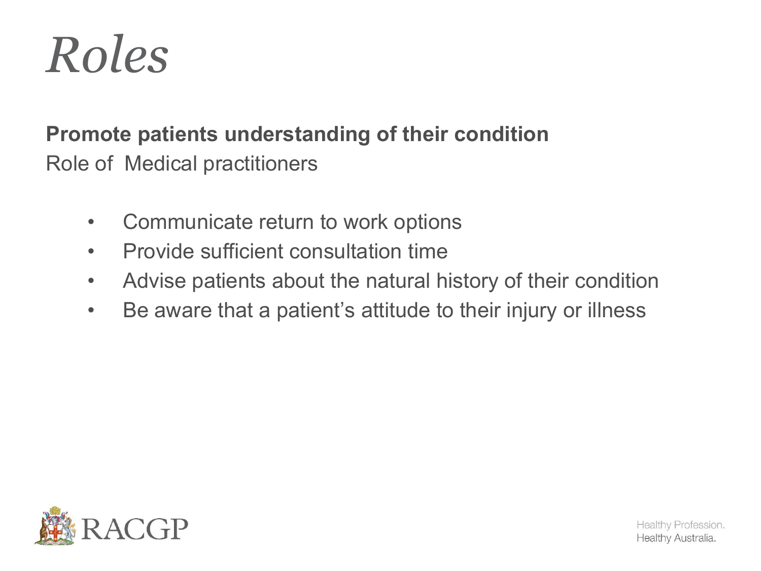# *Roles*

**Promote patients understanding of their condition**

Role of  Medical practitioners

- Communicate return to work options
- Provide sufficient consultation time
- Advise patients about the natural history of their condition
- Be aware that a patient's attitude to their injury or illness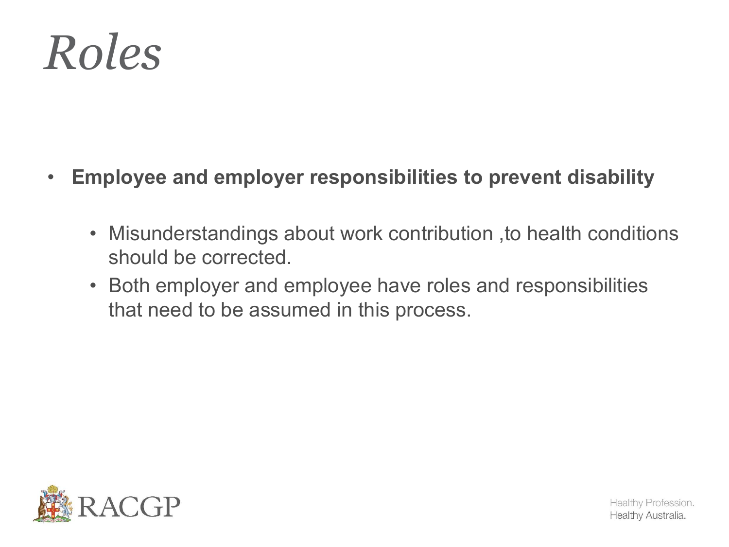# *Roles*

- **Employee and employer responsibilities to prevent disability**
  - Misunderstandings about work contribution ,to health conditions should be corrected.
  - Both employer and employee have roles and responsibilities that need to be assumed in this process.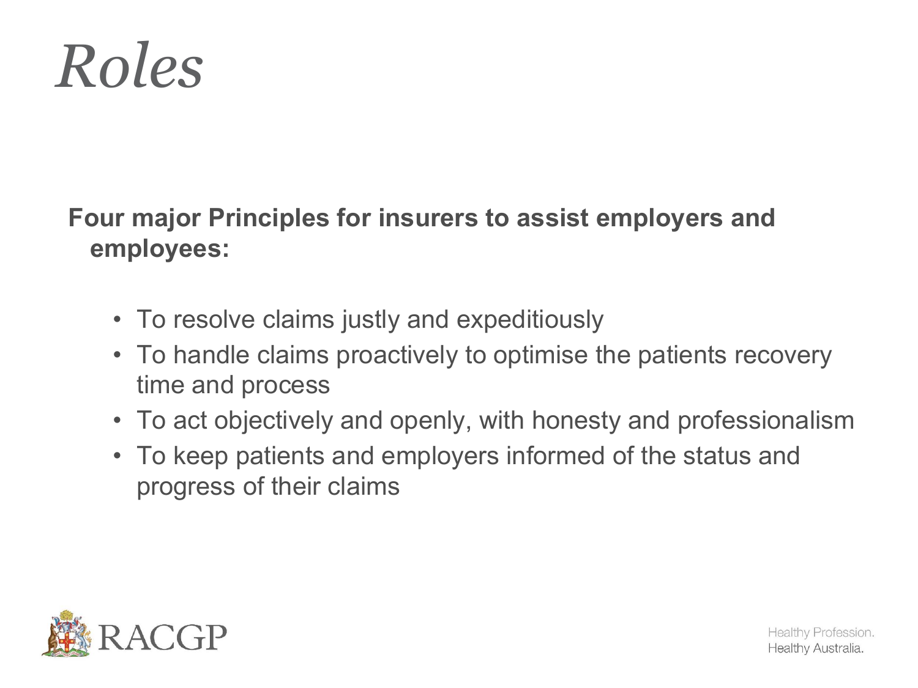# Roles

**Four major Principles for insurers to assist employers and employees:**

- To resolve claims justly and expeditiously
- To handle claims proactively to optimise the patients recovery time and process
- To act objectively and openly, with honesty and professionalism
- To keep patients and employers informed of the status and progress of their claims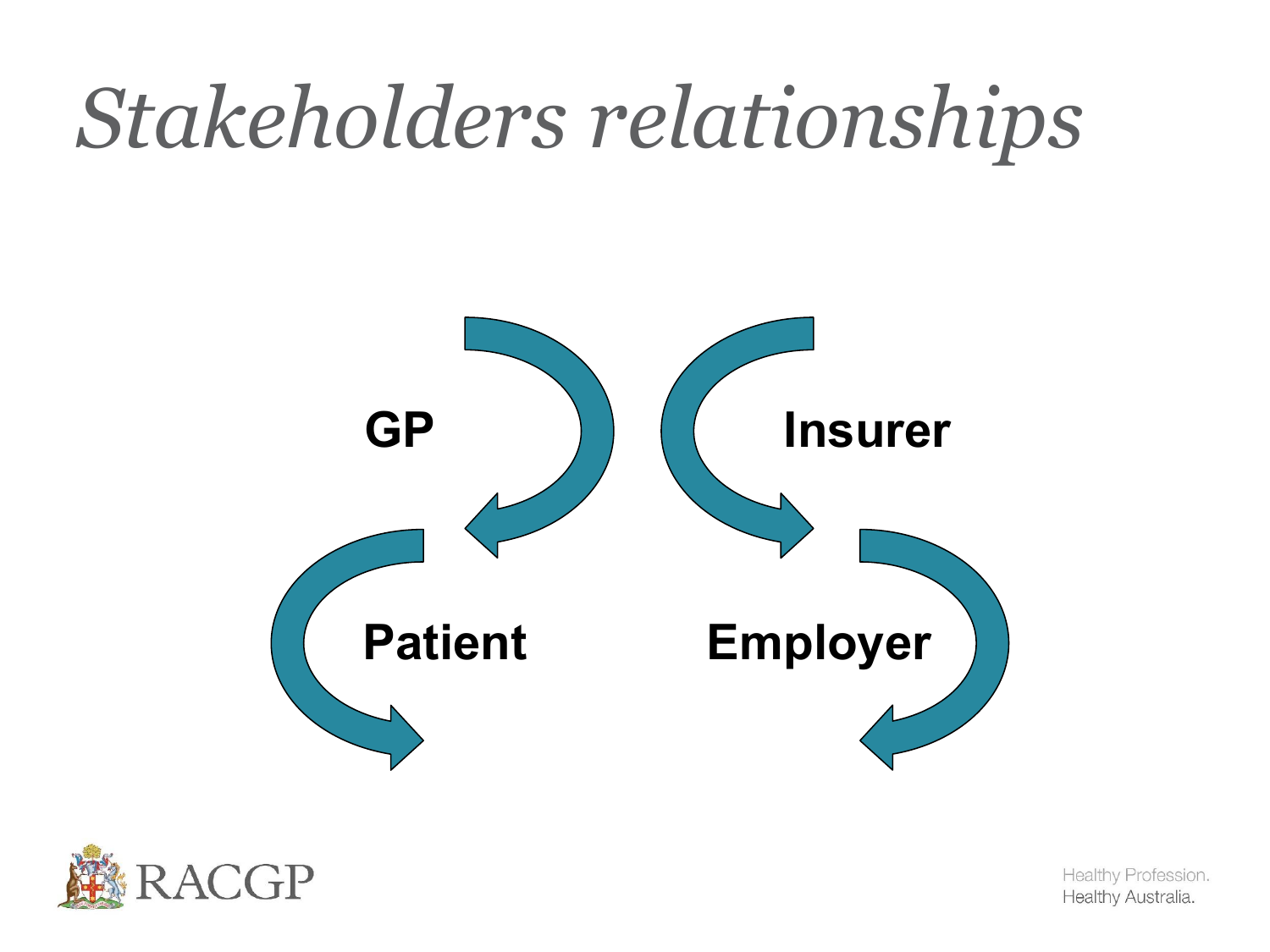# *Stakeholders relationships*

**GP**

**Insurer**

**Patient**

**Employer**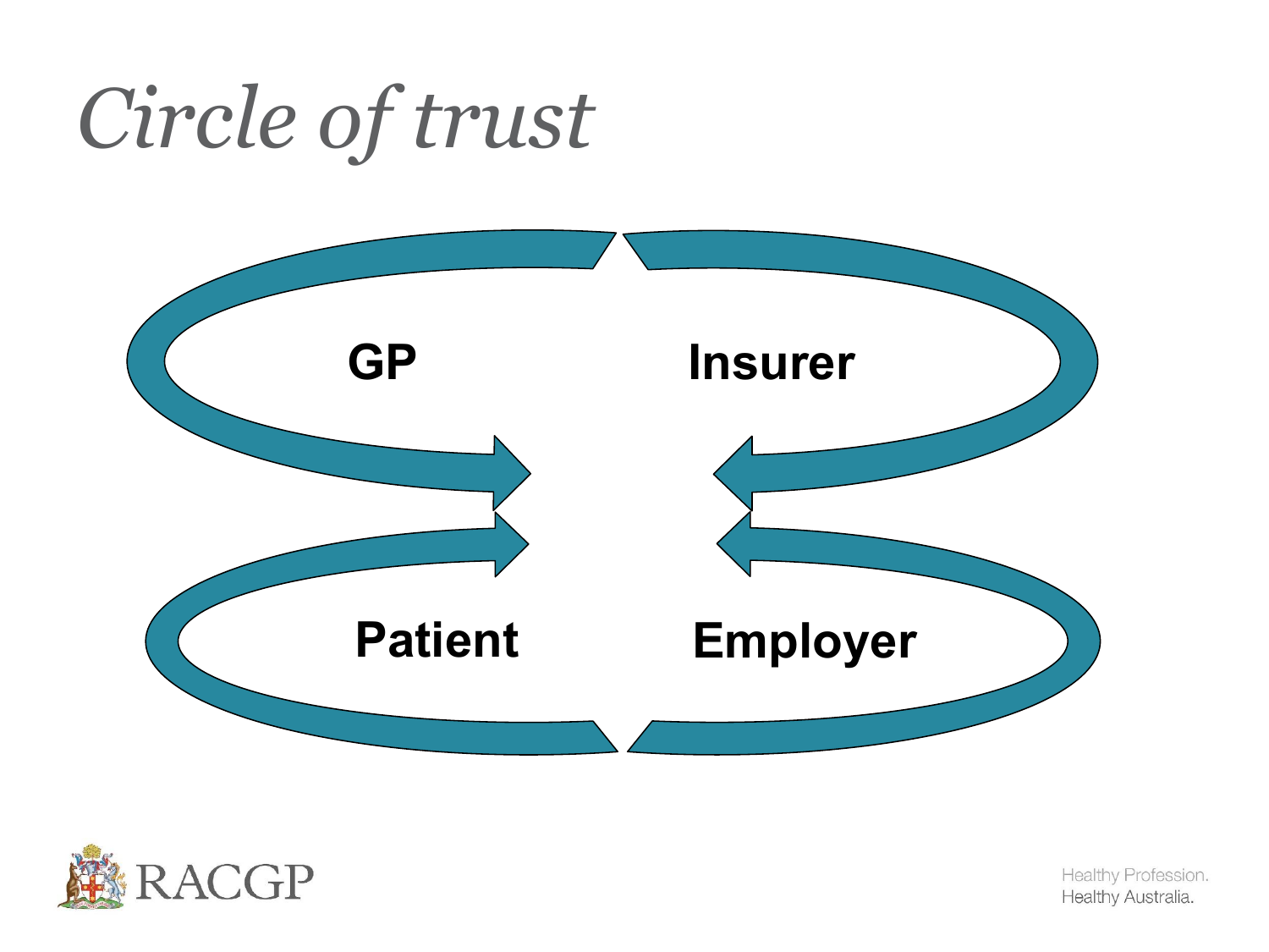# *Circle of trust*

GP

Insurer

Patient

Employer